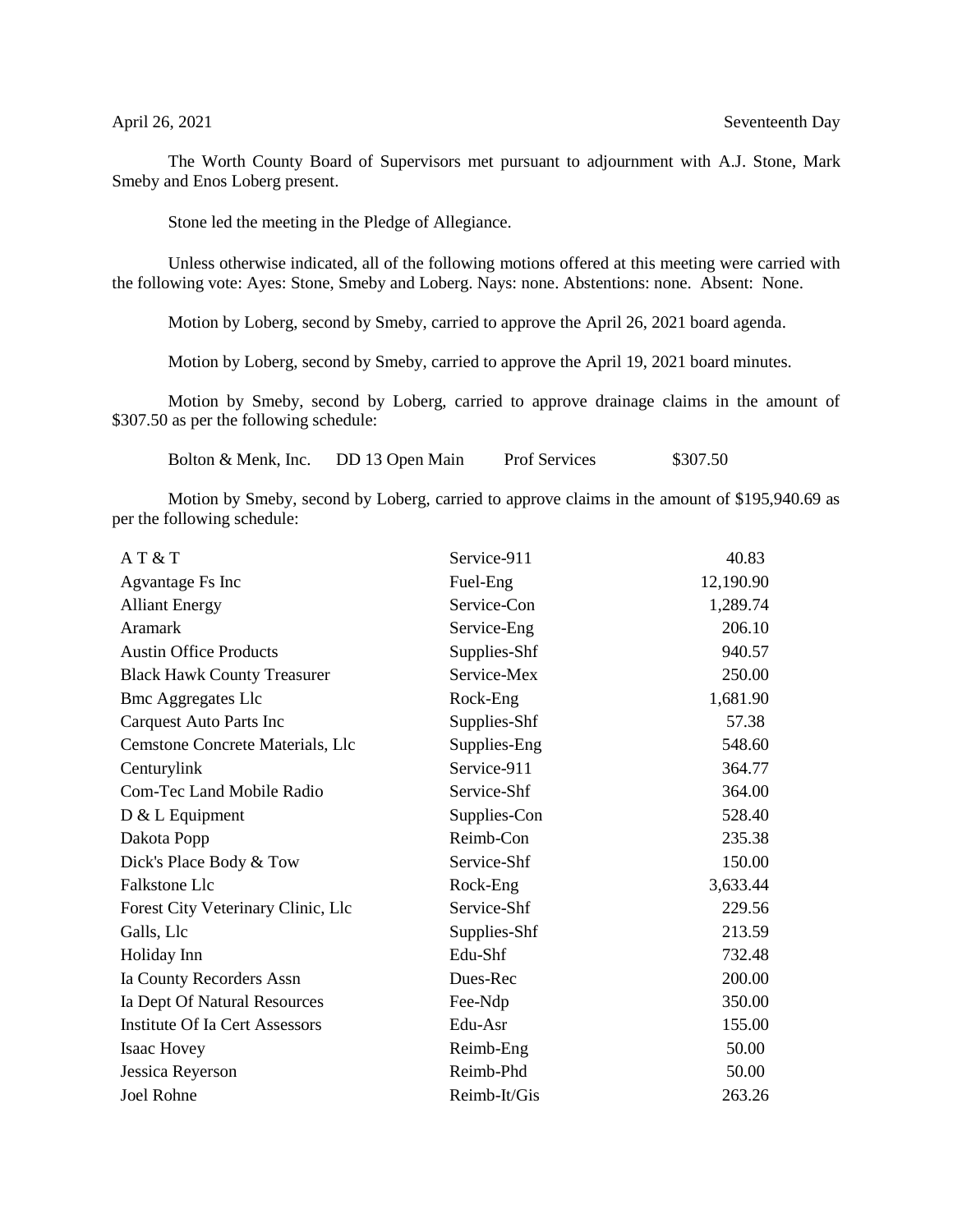April 26, 2021 Seventeenth Day

The Worth County Board of Supervisors met pursuant to adjournment with A.J. Stone, Mark Smeby and Enos Loberg present.

Stone led the meeting in the Pledge of Allegiance.

Unless otherwise indicated, all of the following motions offered at this meeting were carried with the following vote: Ayes: Stone, Smeby and Loberg. Nays: none. Abstentions: none. Absent: None.

Motion by Loberg, second by Smeby, carried to approve the April 26, 2021 board agenda.

Motion by Loberg, second by Smeby, carried to approve the April 19, 2021 board minutes.

Motion by Smeby, second by Loberg, carried to approve drainage claims in the amount of $307.50 as per the following schedule:

| | | | |
|---|---|---|---|
| Bolton & Menk, Inc. | DD 13 Open Main | Prof Services | $307.50 |

Motion by Smeby, second by Loberg, carried to approve claims in the amount of $195,940.69 as per the following schedule:

| | | |
|---|---|---|
| A T & T | Service-911 | 40.83 |
| Agvantage Fs Inc | Fuel-Eng | 12,190.90 |
| Alliant Energy | Service-Con | 1,289.74 |
| Aramark | Service-Eng | 206.10 |
| Austin Office Products | Supplies-Shf | 940.57 |
| Black Hawk County Treasurer | Service-Mex | 250.00 |
| Bmc Aggregates Llc | Rock-Eng | 1,681.90 |
| Carquest Auto Parts Inc | Supplies-Shf | 57.38 |
| Cemstone Concrete Materials, Llc | Supplies-Eng | 548.60 |
| Centurylink | Service-911 | 364.77 |
| Com-Tec Land Mobile Radio | Service-Shf | 364.00 |
| D & L Equipment | Supplies-Con | 528.40 |
| Dakota Popp | Reimb-Con | 235.38 |
| Dick's Place Body & Tow | Service-Shf | 150.00 |
| Falkstone Llc | Rock-Eng | 3,633.44 |
| Forest City Veterinary Clinic, Llc | Service-Shf | 229.56 |
| Galls, Llc | Supplies-Shf | 213.59 |
| Holiday Inn | Edu-Shf | 732.48 |
| Ia County Recorders Assn | Dues-Rec | 200.00 |
| Ia Dept Of Natural Resources | Fee-Ndp | 350.00 |
| Institute Of Ia Cert Assessors | Edu-Asr | 155.00 |
| Isaac Hovey | Reimb-Eng | 50.00 |
| Jessica Reyerson | Reimb-Phd | 50.00 |
| Joel Rohne | Reimb-It/Gis | 263.26 |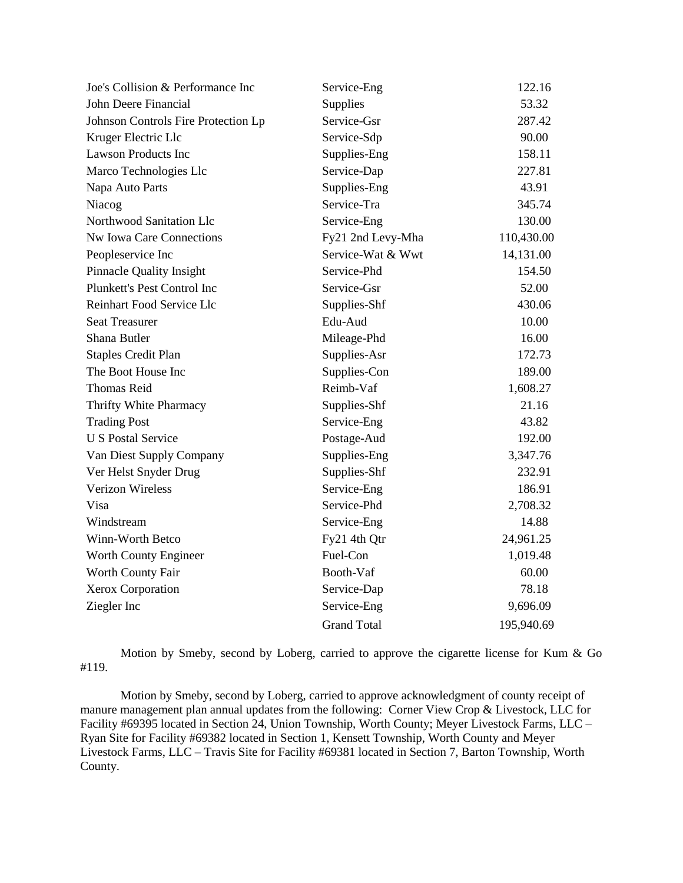| | | |
|---|---|---|
| Joe's Collision & Performance Inc | Service-Eng | 122.16 |
| John Deere Financial | Supplies | 53.32 |
| Johnson Controls Fire Protection Lp | Service-Gsr | 287.42 |
| Kruger Electric Llc | Service-Sdp | 90.00 |
| Lawson Products Inc | Supplies-Eng | 158.11 |
| Marco Technologies Llc | Service-Dap | 227.81 |
| Napa Auto Parts | Supplies-Eng | 43.91 |
| Niacog | Service-Tra | 345.74 |
| Northwood Sanitation Llc | Service-Eng | 130.00 |
| Nw Iowa Care Connections | Fy21 2nd Levy-Mha | 110,430.00 |
| Peopleservice Inc | Service-Wat & Wwt | 14,131.00 |
| Pinnacle Quality Insight | Service-Phd | 154.50 |
| Plunkett's Pest Control Inc | Service-Gsr | 52.00 |
| Reinhart Food Service Llc | Supplies-Shf | 430.06 |
| Seat Treasurer | Edu-Aud | 10.00 |
| Shana Butler | Mileage-Phd | 16.00 |
| Staples Credit Plan | Supplies-Asr | 172.73 |
| The Boot House Inc | Supplies-Con | 189.00 |
| Thomas Reid | Reimb-Vaf | 1,608.27 |
| Thrifty White Pharmacy | Supplies-Shf | 21.16 |
| Trading Post | Service-Eng | 43.82 |
| U S Postal Service | Postage-Aud | 192.00 |
| Van Diest Supply Company | Supplies-Eng | 3,347.76 |
| Ver Helst Snyder Drug | Supplies-Shf | 232.91 |
| Verizon Wireless | Service-Eng | 186.91 |
| Visa | Service-Phd | 2,708.32 |
| Windstream | Service-Eng | 14.88 |
| Winn-Worth Betco | Fy21 4th Qtr | 24,961.25 |
| Worth County Engineer | Fuel-Con | 1,019.48 |
| Worth County Fair | Booth-Vaf | 60.00 |
| Xerox Corporation | Service-Dap | 78.18 |
| Ziegler Inc | Service-Eng | 9,696.09 |
| | Grand Total | 195,940.69 |

Motion by Smeby, second by Loberg, carried to approve the cigarette license for Kum & Go #119.

Motion by Smeby, second by Loberg, carried to approve acknowledgment of county receipt of manure management plan annual updates from the following: Corner View Crop & Livestock, LLC for Facility #69395 located in Section 24, Union Township, Worth County; Meyer Livestock Farms, LLC – Ryan Site for Facility #69382 located in Section 1, Kensett Township, Worth County and Meyer Livestock Farms, LLC – Travis Site for Facility #69381 located in Section 7, Barton Township, Worth County.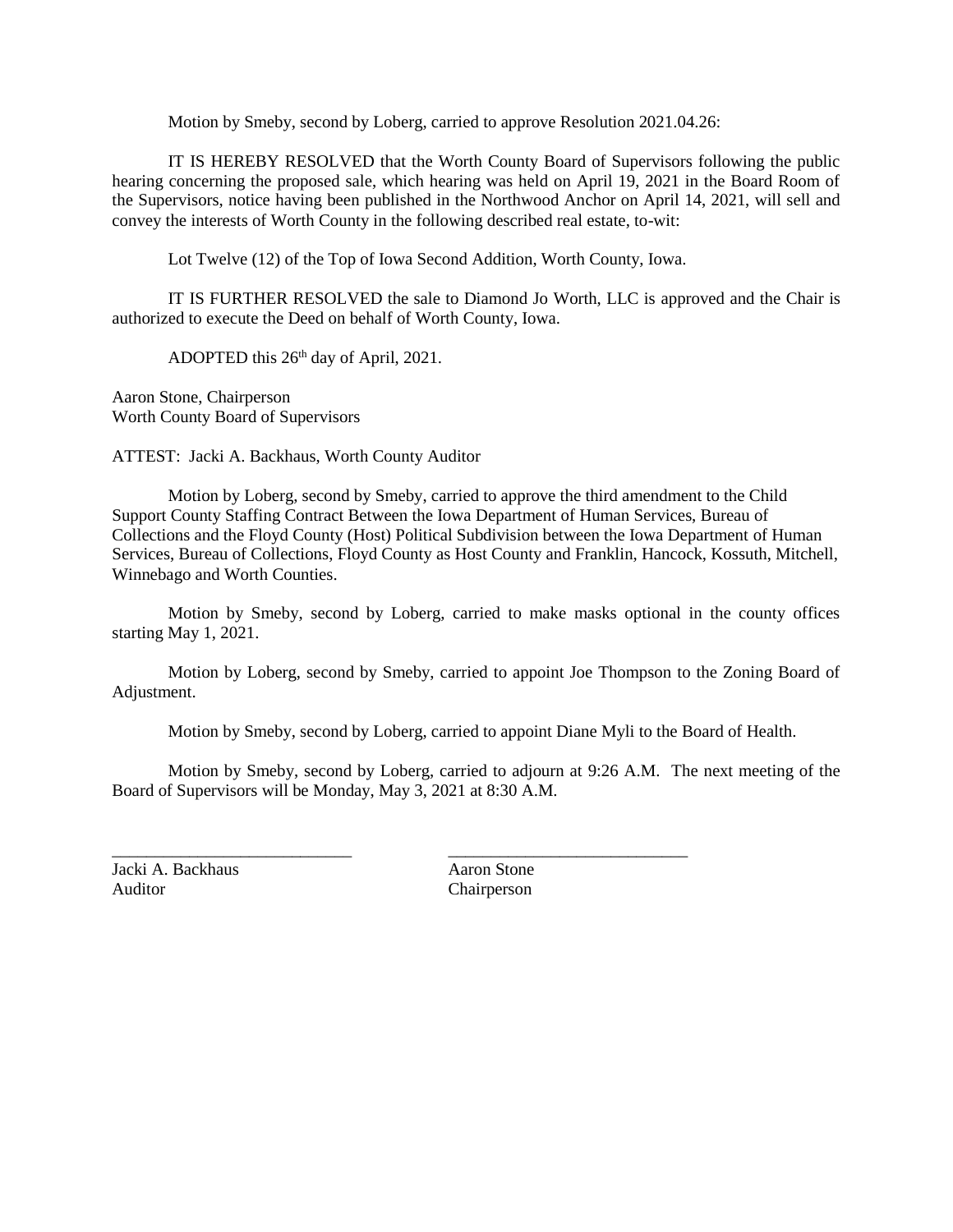Motion by Smeby, second by Loberg, carried to approve Resolution 2021.04.26:

IT IS HEREBY RESOLVED that the Worth County Board of Supervisors following the public hearing concerning the proposed sale, which hearing was held on April 19, 2021 in the Board Room of the Supervisors, notice having been published in the Northwood Anchor on April 14, 2021, will sell and convey the interests of Worth County in the following described real estate, to-wit:

Lot Twelve (12) of the Top of Iowa Second Addition, Worth County, Iowa.

IT IS FURTHER RESOLVED the sale to Diamond Jo Worth, LLC is approved and the Chair is authorized to execute the Deed on behalf of Worth County, Iowa.

ADOPTED this 26th day of April, 2021.

Aaron Stone, Chairperson
Worth County Board of Supervisors

ATTEST: Jacki A. Backhaus, Worth County Auditor

Motion by Loberg, second by Smeby, carried to approve the third amendment to the Child Support County Staffing Contract Between the Iowa Department of Human Services, Bureau of Collections and the Floyd County (Host) Political Subdivision between the Iowa Department of Human Services, Bureau of Collections, Floyd County as Host County and Franklin, Hancock, Kossuth, Mitchell, Winnebago and Worth Counties.

Motion by Smeby, second by Loberg, carried to make masks optional in the county offices starting May 1, 2021.

Motion by Loberg, second by Smeby, carried to appoint Joe Thompson to the Zoning Board of Adjustment.

Motion by Smeby, second by Loberg, carried to appoint Diane Myli to the Board of Health.

Motion by Smeby, second by Loberg, carried to adjourn at 9:26 A.M. The next meeting of the Board of Supervisors will be Monday, May 3, 2021 at 8:30 A.M.

| | |
|---|---|
| \_\_\_\_\_\_\_\_\_\_\_\_\_\_\_\_\_\_\_\_\_\_\_\_\_\_\_\_ | \_\_\_\_\_\_\_\_\_\_\_\_\_\_\_\_\_\_\_\_\_\_\_\_\_\_\_\_ |
| Jacki A. Backhaus | Aaron Stone |
| Auditor | Chairperson |